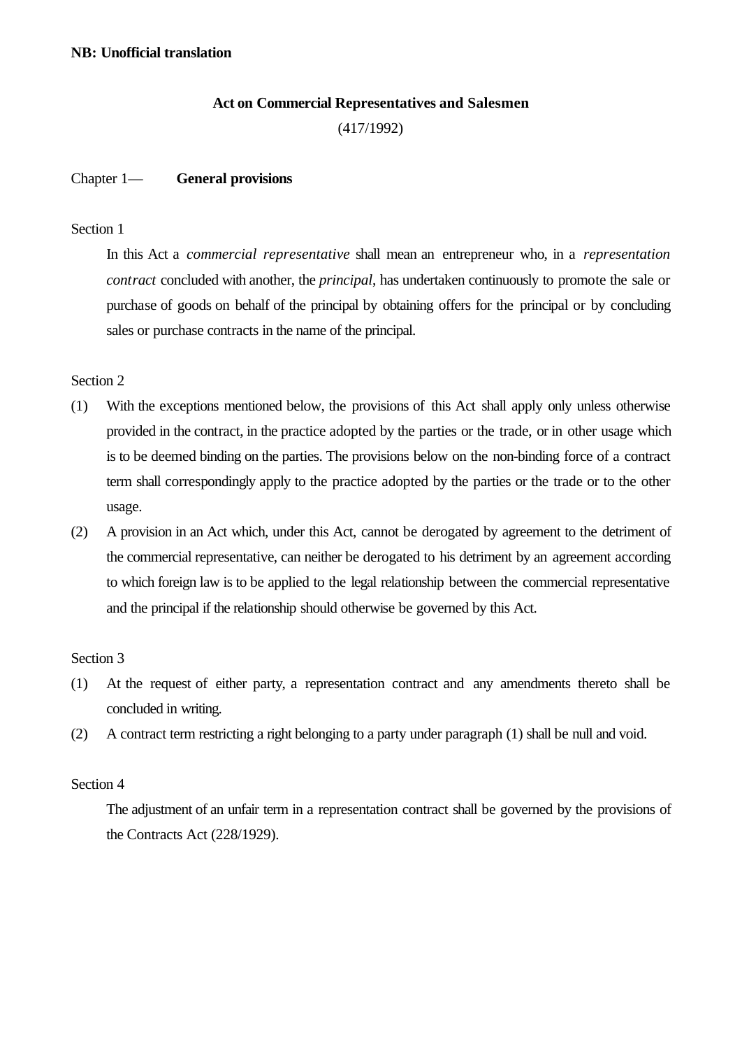**NB: Unofficial translation**

# Act on Commercial Representatives and Salesmen

(417/1992)

## Chapter 1— General provisions

Section 1

In this Act a *commercial representative* shall mean an entrepreneur who, in a *representation contract* concluded with another, the *principal*, has undertaken continuously to promote the sale or purchase of goods on behalf of the principal by obtaining offers for the principal or by concluding sales or purchase contracts in the name of the principal.

Section 2

(1) With the exceptions mentioned below, the provisions of this Act shall apply only unless otherwise provided in the contract, in the practice adopted by the parties or the trade, or in other usage which is to be deemed binding on the parties. The provisions below on the non-binding force of a contract term shall correspondingly apply to the practice adopted by the parties or the trade or to the other usage.

(2) A provision in an Act which, under this Act, cannot be derogated by agreement to the detriment of the commercial representative, can neither be derogated to his detriment by an agreement according to which foreign law is to be applied to the legal relationship between the commercial representative and the principal if the relationship should otherwise be governed by this Act.

Section 3

(1) At the request of either party, a representation contract and any amendments thereto shall be concluded in writing.

(2) A contract term restricting a right belonging to a party under paragraph (1) shall be null and void.

Section 4

The adjustment of an unfair term in a representation contract shall be governed by the provisions of the Contracts Act (228/1929).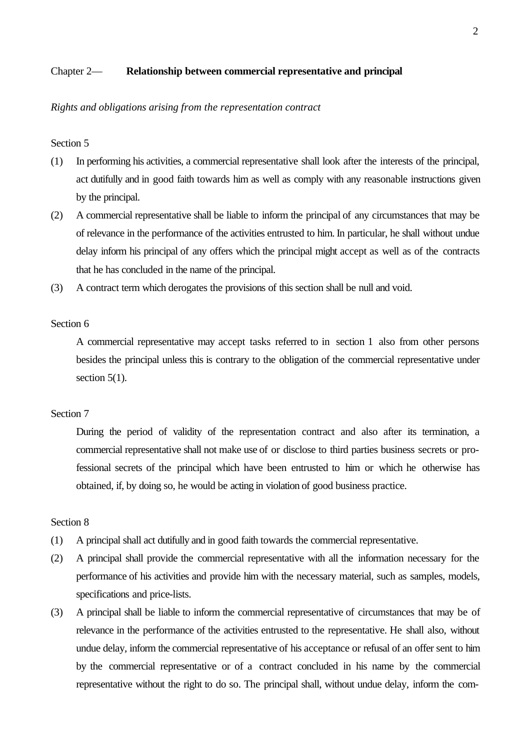## Chapter 2— **Relationship between commercial representative and principal**

*Rights and obligations arising from the representation contract*

Section 5

(1) In performing his activities, a commercial representative shall look after the interests of the principal, act dutifully and in good faith towards him as well as comply with any reasonable instructions given by the principal.

(2) A commercial representative shall be liable to inform the principal of any circumstances that may be of relevance in the performance of the activities entrusted to him. In particular, he shall without undue delay inform his principal of any offers which the principal might accept as well as of the contracts that he has concluded in the name of the principal.

(3) A contract term which derogates the provisions of this section shall be null and void.

Section 6

A commercial representative may accept tasks referred to in section 1 also from other persons besides the principal unless this is contrary to the obligation of the commercial representative under section 5(1).

Section 7

During the period of validity of the representation contract and also after its termination, a commercial representative shall not make use of or disclose to third parties business secrets or professional secrets of the principal which have been entrusted to him or which he otherwise has obtained, if, by doing so, he would be acting in violation of good business practice.

Section 8

(1) A principal shall act dutifully and in good faith towards the commercial representative.

(2) A principal shall provide the commercial representative with all the information necessary for the performance of his activities and provide him with the necessary material, such as samples, models, specifications and price-lists.

(3) A principal shall be liable to inform the commercial representative of circumstances that may be of relevance in the performance of the activities entrusted to the representative. He shall also, without undue delay, inform the commercial representative of his acceptance or refusal of an offer sent to him by the commercial representative or of a contract concluded in his name by the commercial representative without the right to do so. The principal shall, without undue delay, inform the com-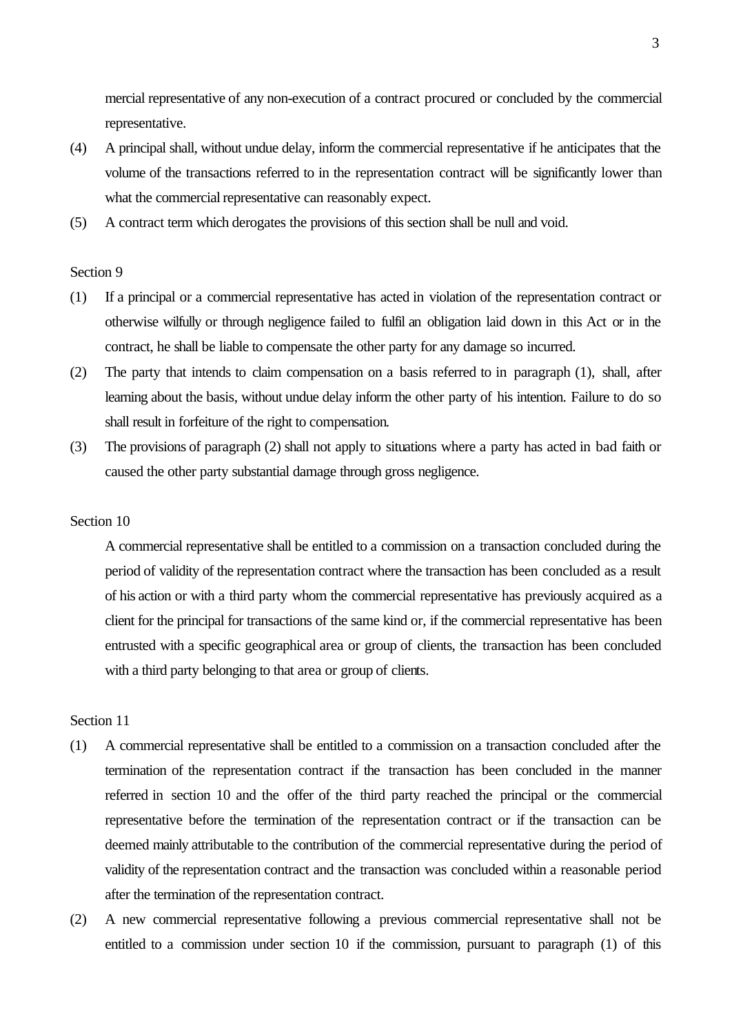mercial representative of any non-execution of a contract procured or concluded by the commercial representative.

(4) A principal shall, without undue delay, inform the commercial representative if he anticipates that the volume of the transactions referred to in the representation contract will be significantly lower than what the commercial representative can reasonably expect.

(5) A contract term which derogates the provisions of this section shall be null and void.

Section 9

(1) If a principal or a commercial representative has acted in violation of the representation contract or otherwise wilfully or through negligence failed to fulfil an obligation laid down in this Act or in the contract, he shall be liable to compensate the other party for any damage so incurred.

(2) The party that intends to claim compensation on a basis referred to in paragraph (1), shall, after learning about the basis, without undue delay inform the other party of his intention. Failure to do so shall result in forfeiture of the right to compensation.

(3) The provisions of paragraph (2) shall not apply to situations where a party has acted in bad faith or caused the other party substantial damage through gross negligence.

Section 10

A commercial representative shall be entitled to a commission on a transaction concluded during the period of validity of the representation contract where the transaction has been concluded as a result of his action or with a third party whom the commercial representative has previously acquired as a client for the principal for transactions of the same kind or, if the commercial representative has been entrusted with a specific geographical area or group of clients, the transaction has been concluded with a third party belonging to that area or group of clients.

Section 11

(1) A commercial representative shall be entitled to a commission on a transaction concluded after the termination of the representation contract if the transaction has been concluded in the manner referred in section 10 and the offer of the third party reached the principal or the commercial representative before the termination of the representation contract or if the transaction can be deemed mainly attributable to the contribution of the commercial representative during the period of validity of the representation contract and the transaction was concluded within a reasonable period after the termination of the representation contract.

(2) A new commercial representative following a previous commercial representative shall not be entitled to a commission under section 10 if the commission, pursuant to paragraph (1) of this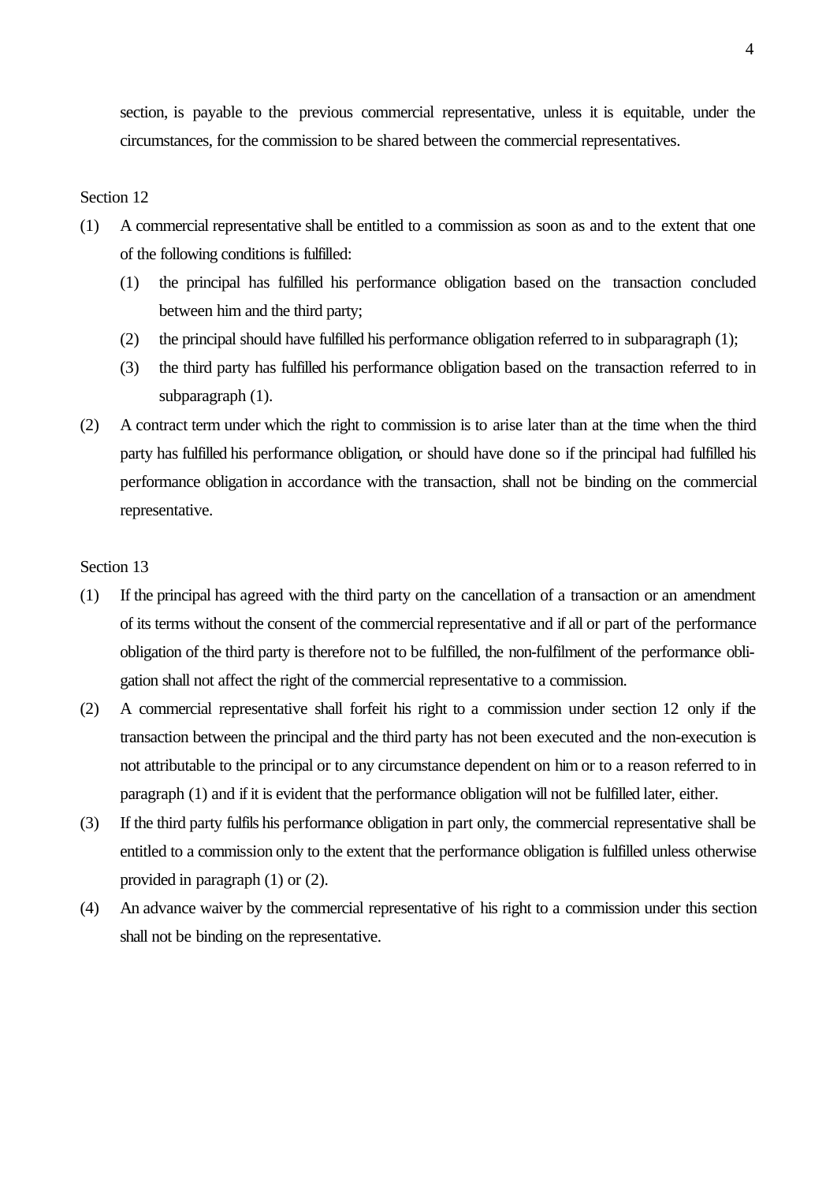section, is payable to the previous commercial representative, unless it is equitable, under the circumstances, for the commission to be shared between the commercial representatives.

Section 12

(1) A commercial representative shall be entitled to a commission as soon as and to the extent that one of the following conditions is fulfilled:

   (1) the principal has fulfilled his performance obligation based on the transaction concluded between him and the third party;
   
   (2) the principal should have fulfilled his performance obligation referred to in subparagraph (1);
   
   (3) the third party has fulfilled his performance obligation based on the transaction referred to in subparagraph (1).

(2) A contract term under which the right to commission is to arise later than at the time when the third party has fulfilled his performance obligation, or should have done so if the principal had fulfilled his performance obligation in accordance with the transaction, shall not be binding on the commercial representative.

Section 13

(1) If the principal has agreed with the third party on the cancellation of a transaction or an amendment of its terms without the consent of the commercial representative and if all or part of the performance obligation of the third party is therefore not to be fulfilled, the non-fulfilment of the performance obligation shall not affect the right of the commercial representative to a commission.

(2) A commercial representative shall forfeit his right to a commission under section 12 only if the transaction between the principal and the third party has not been executed and the non-execution is not attributable to the principal or to any circumstance dependent on him or to a reason referred to in paragraph (1) and if it is evident that the performance obligation will not be fulfilled later, either.

(3) If the third party fulfils his performance obligation in part only, the commercial representative shall be entitled to a commission only to the extent that the performance obligation is fulfilled unless otherwise provided in paragraph (1) or (2).

(4) An advance waiver by the commercial representative of his right to a commission under this section shall not be binding on the representative.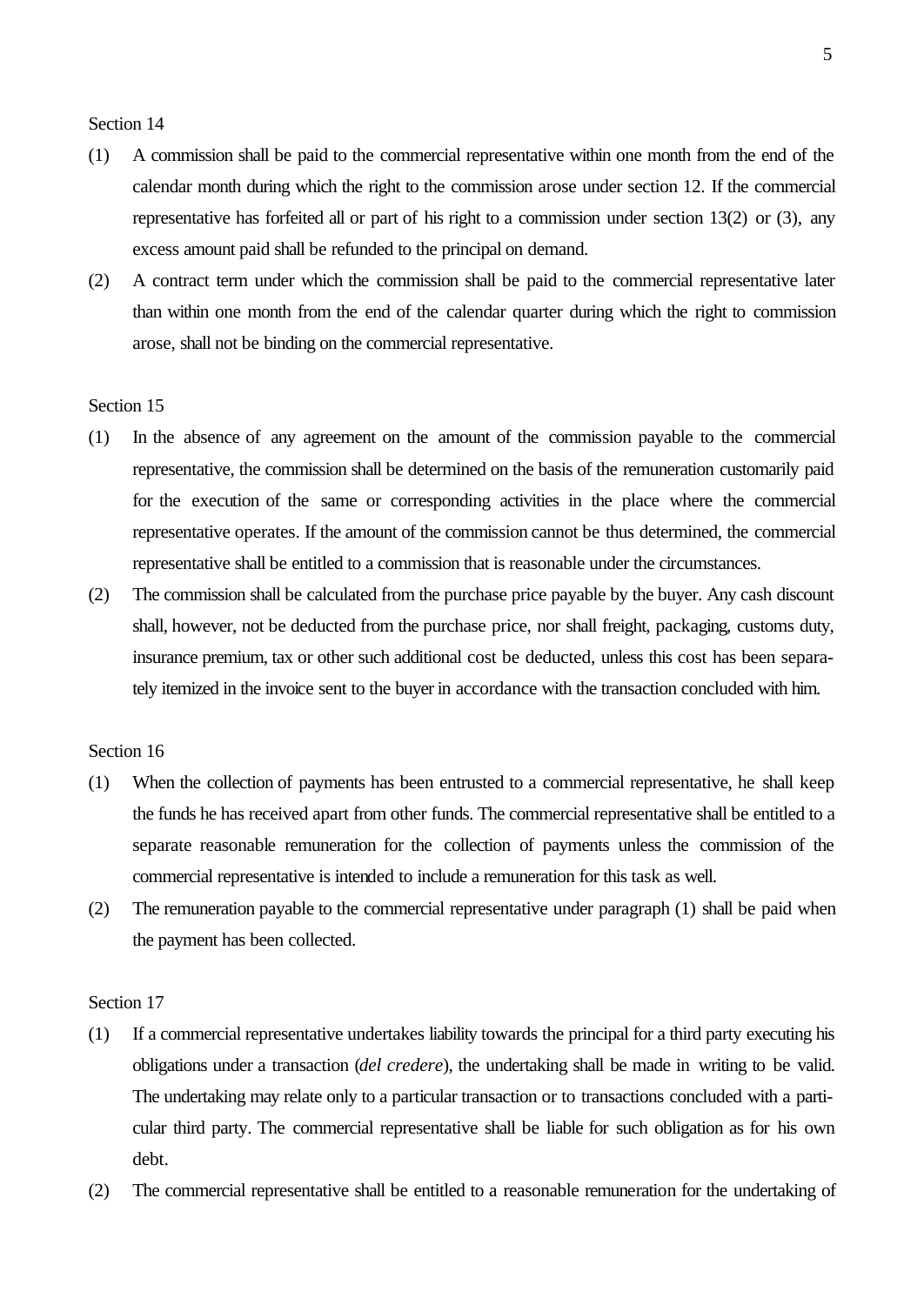Section 14

(1) A commission shall be paid to the commercial representative within one month from the end of the calendar month during which the right to the commission arose under section 12. If the commercial representative has forfeited all or part of his right to a commission under section 13(2) or (3), any excess amount paid shall be refunded to the principal on demand.

(2) A contract term under which the commission shall be paid to the commercial representative later than within one month from the end of the calendar quarter during which the right to commission arose, shall not be binding on the commercial representative.

Section 15

(1) In the absence of any agreement on the amount of the commission payable to the commercial representative, the commission shall be determined on the basis of the remuneration customarily paid for the execution of the same or corresponding activities in the place where the commercial representative operates. If the amount of the commission cannot be thus determined, the commercial representative shall be entitled to a commission that is reasonable under the circumstances.

(2) The commission shall be calculated from the purchase price payable by the buyer. Any cash discount shall, however, not be deducted from the purchase price, nor shall freight, packaging, customs duty, insurance premium, tax or other such additional cost be deducted, unless this cost has been separately itemized in the invoice sent to the buyer in accordance with the transaction concluded with him.

Section 16

(1) When the collection of payments has been entrusted to a commercial representative, he shall keep the funds he has received apart from other funds. The commercial representative shall be entitled to a separate reasonable remuneration for the collection of payments unless the commission of the commercial representative is intended to include a remuneration for this task as well.

(2) The remuneration payable to the commercial representative under paragraph (1) shall be paid when the payment has been collected.

Section 17

(1) If a commercial representative undertakes liability towards the principal for a third party executing his obligations under a transaction (*del credere*), the undertaking shall be made in writing to be valid. The undertaking may relate only to a particular transaction or to transactions concluded with a particular third party. The commercial representative shall be liable for such obligation as for his own debt.

(2) The commercial representative shall be entitled to a reasonable remuneration for the undertaking of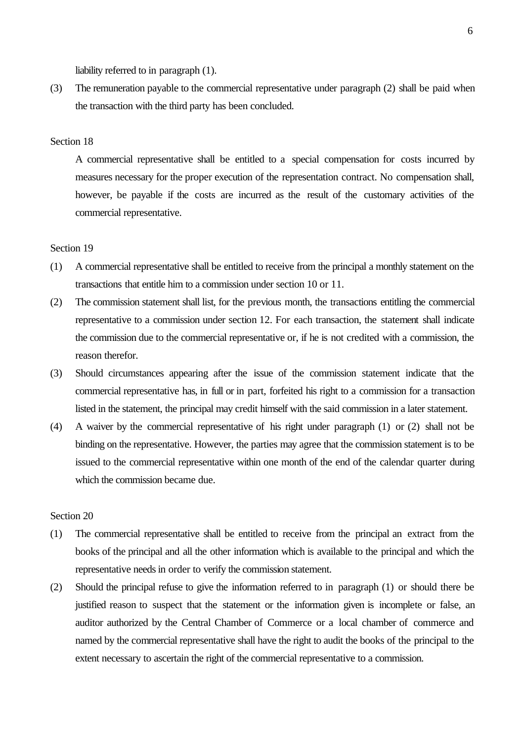liability referred to in paragraph (1).

(3) The remuneration payable to the commercial representative under paragraph (2) shall be paid when the transaction with the third party has been concluded.

Section 18

A commercial representative shall be entitled to a special compensation for costs incurred by measures necessary for the proper execution of the representation contract. No compensation shall, however, be payable if the costs are incurred as the result of the customary activities of the commercial representative.

Section 19

(1) A commercial representative shall be entitled to receive from the principal a monthly statement on the transactions that entitle him to a commission under section 10 or 11.

(2) The commission statement shall list, for the previous month, the transactions entitling the commercial representative to a commission under section 12. For each transaction, the statement shall indicate the commission due to the commercial representative or, if he is not credited with a commission, the reason therefor.

(3) Should circumstances appearing after the issue of the commission statement indicate that the commercial representative has, in full or in part, forfeited his right to a commission for a transaction listed in the statement, the principal may credit himself with the said commission in a later statement.

(4) A waiver by the commercial representative of his right under paragraph (1) or (2) shall not be binding on the representative. However, the parties may agree that the commission statement is to be issued to the commercial representative within one month of the end of the calendar quarter during which the commission became due.

Section 20

(1) The commercial representative shall be entitled to receive from the principal an extract from the books of the principal and all the other information which is available to the principal and which the representative needs in order to verify the commission statement.

(2) Should the principal refuse to give the information referred to in paragraph (1) or should there be justified reason to suspect that the statement or the information given is incomplete or false, an auditor authorized by the Central Chamber of Commerce or a local chamber of commerce and named by the commercial representative shall have the right to audit the books of the principal to the extent necessary to ascertain the right of the commercial representative to a commission.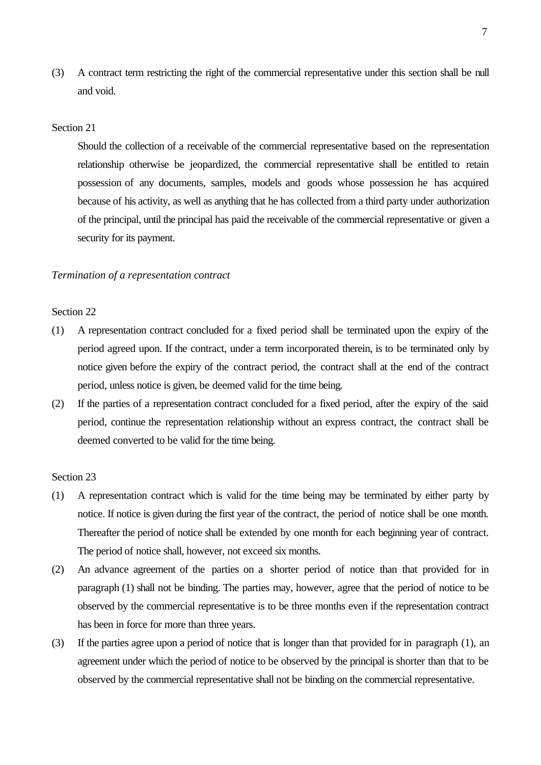(3) A contract term restricting the right of the commercial representative under this section shall be null and void.

Section 21

Should the collection of a receivable of the commercial representative based on the representation relationship otherwise be jeopardized, the commercial representative shall be entitled to retain possession of any documents, samples, models and goods whose possession he has acquired because of his activity, as well as anything that he has collected from a third party under authorization of the principal, until the principal has paid the receivable of the commercial representative or given a security for its payment.

*Termination of a representation contract*

Section 22

(1) A representation contract concluded for a fixed period shall be terminated upon the expiry of the period agreed upon. If the contract, under a term incorporated therein, is to be terminated only by notice given before the expiry of the contract period, the contract shall at the end of the contract period, unless notice is given, be deemed valid for the time being.

(2) If the parties of a representation contract concluded for a fixed period, after the expiry of the said period, continue the representation relationship without an express contract, the contract shall be deemed converted to be valid for the time being.

Section 23

(1) A representation contract which is valid for the time being may be terminated by either party by notice. If notice is given during the first year of the contract, the period of notice shall be one month. Thereafter the period of notice shall be extended by one month for each beginning year of contract. The period of notice shall, however, not exceed six months.

(2) An advance agreement of the parties on a shorter period of notice than that provided for in paragraph (1) shall not be binding. The parties may, however, agree that the period of notice to be observed by the commercial representative is to be three months even if the representation contract has been in force for more than three years.

(3) If the parties agree upon a period of notice that is longer than that provided for in paragraph (1), an agreement under which the period of notice to be observed by the principal is shorter than that to be observed by the commercial representative shall not be binding on the commercial representative.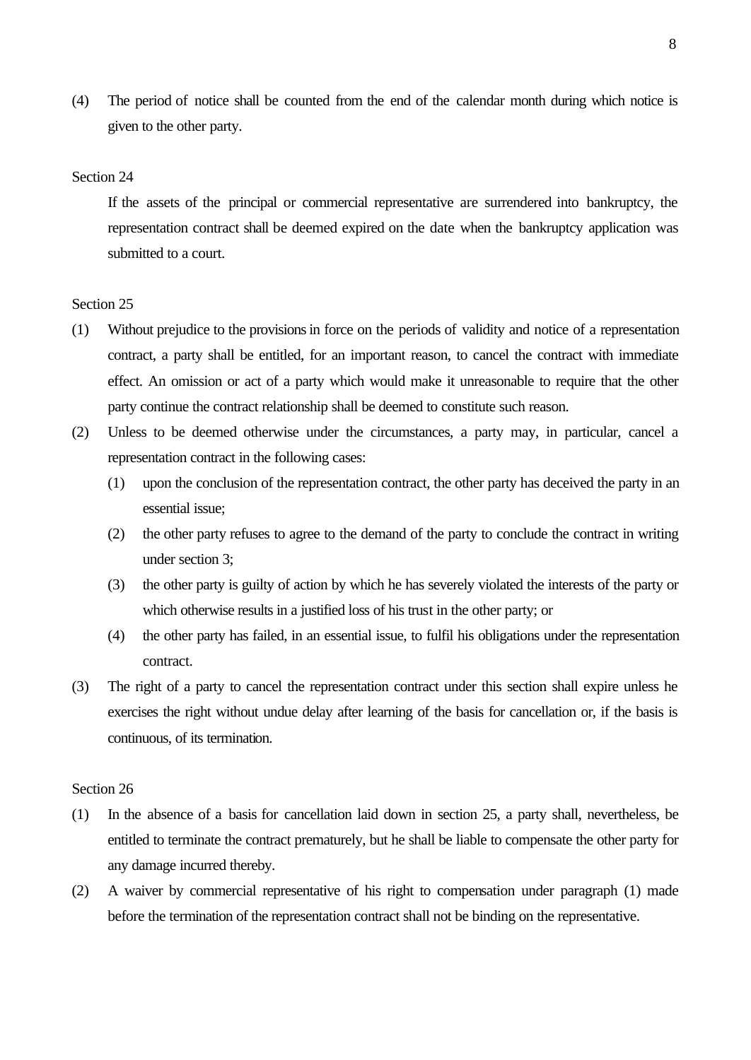(4) The period of notice shall be counted from the end of the calendar month during which notice is given to the other party.

Section 24

If the assets of the principal or commercial representative are surrendered into bankruptcy, the representation contract shall be deemed expired on the date when the bankruptcy application was submitted to a court.

Section 25

(1) Without prejudice to the provisions in force on the periods of validity and notice of a representation contract, a party shall be entitled, for an important reason, to cancel the contract with immediate effect. An omission or act of a party which would make it unreasonable to require that the other party continue the contract relationship shall be deemed to constitute such reason.

(2) Unless to be deemed otherwise under the circumstances, a party may, in particular, cancel a representation contract in the following cases:

   (1) upon the conclusion of the representation contract, the other party has deceived the party in an essential issue;

   (2) the other party refuses to agree to the demand of the party to conclude the contract in writing under section 3;

   (3) the other party is guilty of action by which he has severely violated the interests of the party or which otherwise results in a justified loss of his trust in the other party; or

   (4) the other party has failed, in an essential issue, to fulfil his obligations under the representation contract.

(3) The right of a party to cancel the representation contract under this section shall expire unless he exercises the right without undue delay after learning of the basis for cancellation or, if the basis is continuous, of its termination.

Section 26

(1) In the absence of a basis for cancellation laid down in section 25, a party shall, nevertheless, be entitled to terminate the contract prematurely, but he shall be liable to compensate the other party for any damage incurred thereby.

(2) A waiver by commercial representative of his right to compensation under paragraph (1) made before the termination of the representation contract shall not be binding on the representative.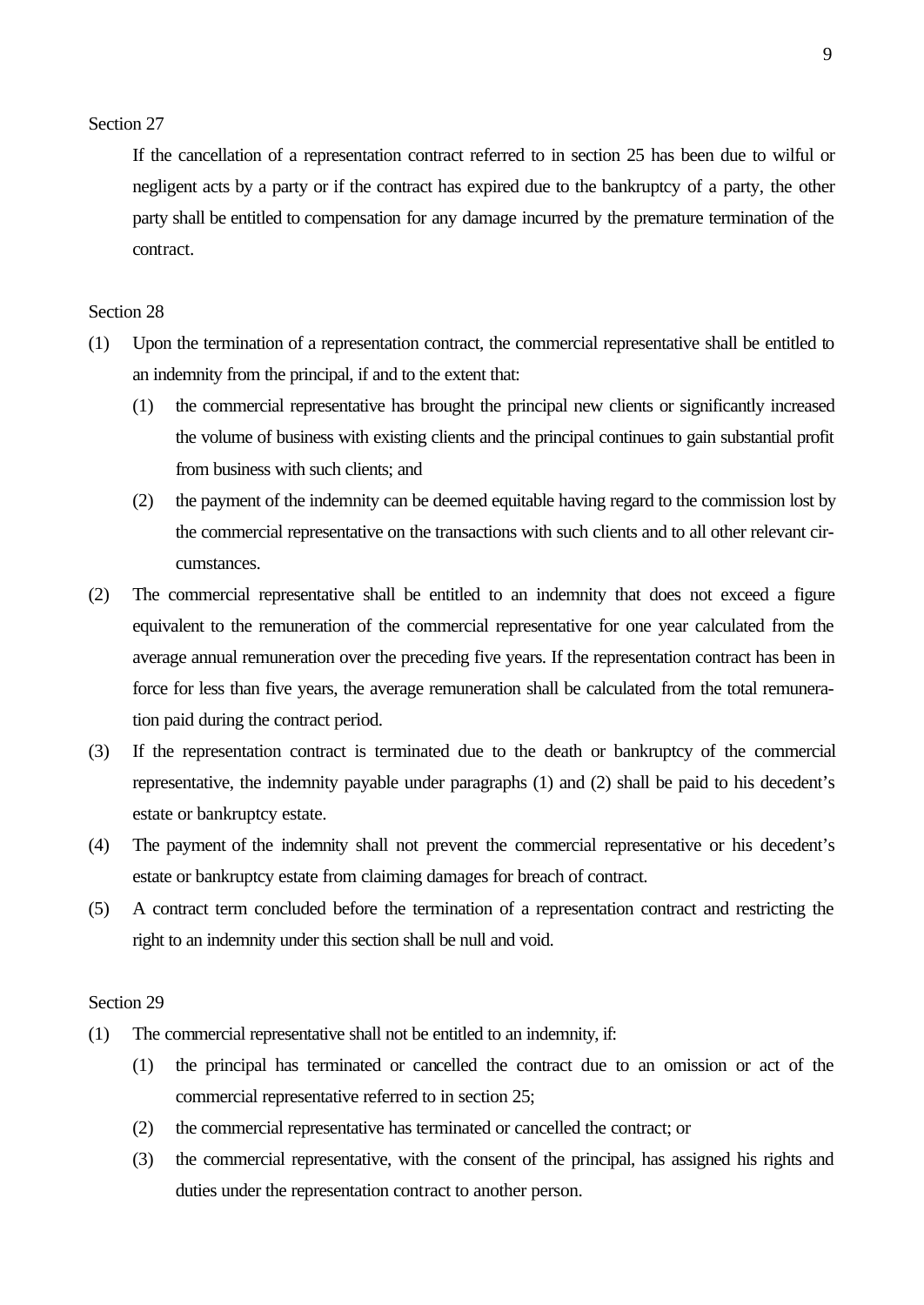Section 27

If the cancellation of a representation contract referred to in section 25 has been due to wilful or negligent acts by a party or if the contract has expired due to the bankruptcy of a party, the other party shall be entitled to compensation for any damage incurred by the premature termination of the contract.

Section 28

(1) Upon the termination of a representation contract, the commercial representative shall be entitled to an indemnity from the principal, if and to the extent that:

    (1) the commercial representative has brought the principal new clients or significantly increased the volume of business with existing clients and the principal continues to gain substantial profit from business with such clients; and

    (2) the payment of the indemnity can be deemed equitable having regard to the commission lost by the commercial representative on the transactions with such clients and to all other relevant circumstances.

(2) The commercial representative shall be entitled to an indemnity that does not exceed a figure equivalent to the remuneration of the commercial representative for one year calculated from the average annual remuneration over the preceding five years. If the representation contract has been in force for less than five years, the average remuneration shall be calculated from the total remuneration paid during the contract period.

(3) If the representation contract is terminated due to the death or bankruptcy of the commercial representative, the indemnity payable under paragraphs (1) and (2) shall be paid to his decedent's estate or bankruptcy estate.

(4) The payment of the indemnity shall not prevent the commercial representative or his decedent's estate or bankruptcy estate from claiming damages for breach of contract.

(5) A contract term concluded before the termination of a representation contract and restricting the right to an indemnity under this section shall be null and void.

Section 29

(1) The commercial representative shall not be entitled to an indemnity, if:

    (1) the principal has terminated or cancelled the contract due to an omission or act of the commercial representative referred to in section 25;

    (2) the commercial representative has terminated or cancelled the contract; or

    (3) the commercial representative, with the consent of the principal, has assigned his rights and duties under the representation contract to another person.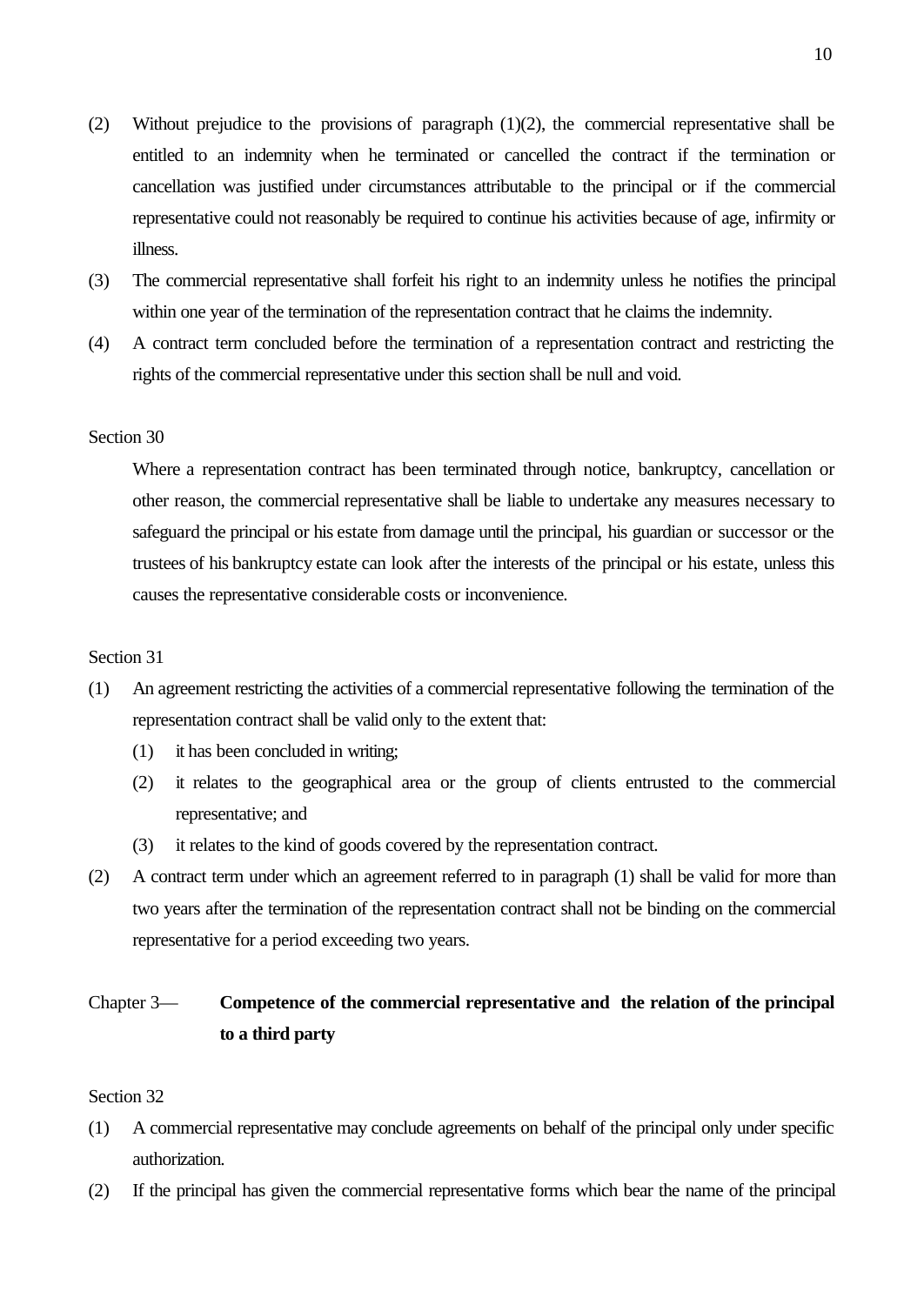(2) Without prejudice to the provisions of paragraph (1)(2), the commercial representative shall be entitled to an indemnity when he terminated or cancelled the contract if the termination or cancellation was justified under circumstances attributable to the principal or if the commercial representative could not reasonably be required to continue his activities because of age, infirmity or illness.

(3) The commercial representative shall forfeit his right to an indemnity unless he notifies the principal within one year of the termination of the representation contract that he claims the indemnity.

(4) A contract term concluded before the termination of a representation contract and restricting the rights of the commercial representative under this section shall be null and void.

Section 30

Where a representation contract has been terminated through notice, bankruptcy, cancellation or other reason, the commercial representative shall be liable to undertake any measures necessary to safeguard the principal or his estate from damage until the principal, his guardian or successor or the trustees of his bankruptcy estate can look after the interests of the principal or his estate, unless this causes the representative considerable costs or inconvenience.

Section 31

(1) An agreement restricting the activities of a commercial representative following the termination of the representation contract shall be valid only to the extent that:
   (1) it has been concluded in writing;
   (2) it relates to the geographical area or the group of clients entrusted to the commercial representative; and
   (3) it relates to the kind of goods covered by the representation contract.

(2) A contract term under which an agreement referred to in paragraph (1) shall be valid for more than two years after the termination of the representation contract shall not be binding on the commercial representative for a period exceeding two years.

## Chapter 3— **Competence of the commercial representative and the relation of the principal to a third party**

Section 32

(1) A commercial representative may conclude agreements on behalf of the principal only under specific authorization.

(2) If the principal has given the commercial representative forms which bear the name of the principal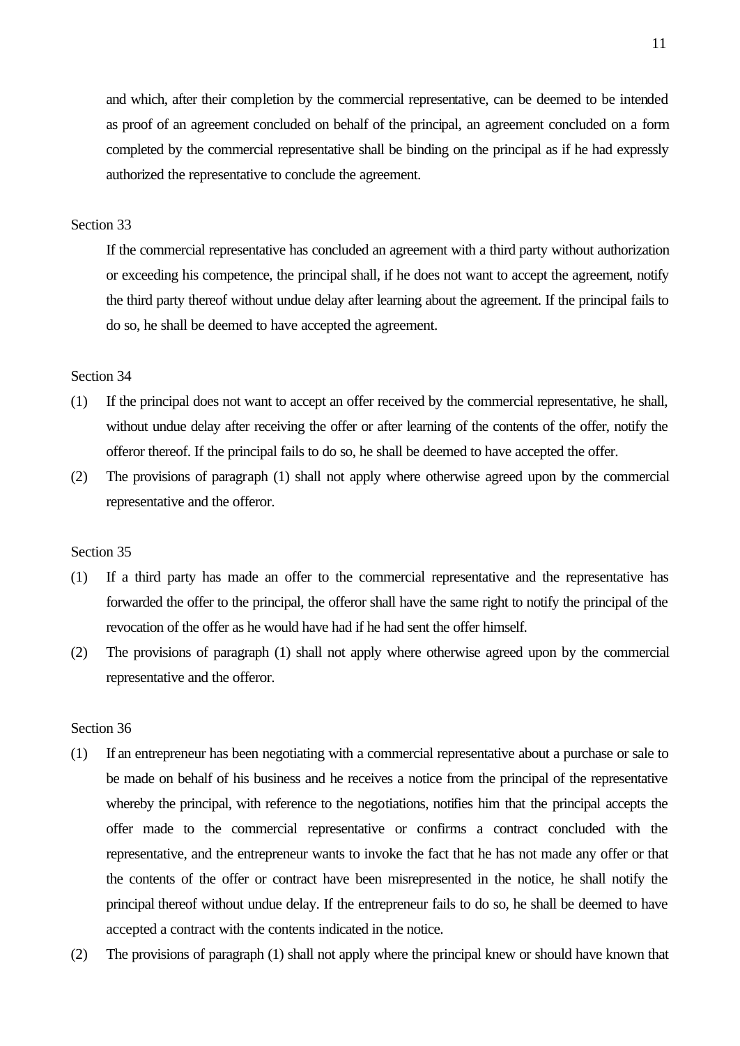and which, after their completion by the commercial representative, can be deemed to be intended as proof of an agreement concluded on behalf of the principal, an agreement concluded on a form completed by the commercial representative shall be binding on the principal as if he had expressly authorized the representative to conclude the agreement.

Section 33

If the commercial representative has concluded an agreement with a third party without authorization or exceeding his competence, the principal shall, if he does not want to accept the agreement, notify the third party thereof without undue delay after learning about the agreement. If the principal fails to do so, he shall be deemed to have accepted the agreement.

Section 34

(1) If the principal does not want to accept an offer received by the commercial representative, he shall, without undue delay after receiving the offer or after learning of the contents of the offer, notify the offeror thereof. If the principal fails to do so, he shall be deemed to have accepted the offer.

(2) The provisions of paragraph (1) shall not apply where otherwise agreed upon by the commercial representative and the offeror.

Section 35

(1) If a third party has made an offer to the commercial representative and the representative has forwarded the offer to the principal, the offeror shall have the same right to notify the principal of the revocation of the offer as he would have had if he had sent the offer himself.

(2) The provisions of paragraph (1) shall not apply where otherwise agreed upon by the commercial representative and the offeror.

Section 36

(1) If an entrepreneur has been negotiating with a commercial representative about a purchase or sale to be made on behalf of his business and he receives a notice from the principal of the representative whereby the principal, with reference to the negotiations, notifies him that the principal accepts the offer made to the commercial representative or confirms a contract concluded with the representative, and the entrepreneur wants to invoke the fact that he has not made any offer or that the contents of the offer or contract have been misrepresented in the notice, he shall notify the principal thereof without undue delay. If the entrepreneur fails to do so, he shall be deemed to have accepted a contract with the contents indicated in the notice.

(2) The provisions of paragraph (1) shall not apply where the principal knew or should have known that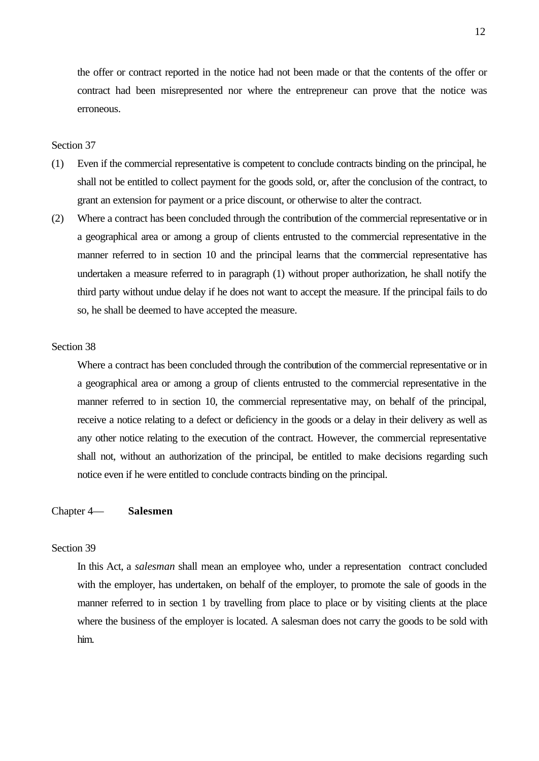the offer or contract reported in the notice had not been made or that the contents of the offer or contract had been misrepresented nor where the entrepreneur can prove that the notice was erroneous.

Section 37

(1) Even if the commercial representative is competent to conclude contracts binding on the principal, he shall not be entitled to collect payment for the goods sold, or, after the conclusion of the contract, to grant an extension for payment or a price discount, or otherwise to alter the contract.

(2) Where a contract has been concluded through the contribution of the commercial representative or in a geographical area or among a group of clients entrusted to the commercial representative in the manner referred to in section 10 and the principal learns that the commercial representative has undertaken a measure referred to in paragraph (1) without proper authorization, he shall notify the third party without undue delay if he does not want to accept the measure. If the principal fails to do so, he shall be deemed to have accepted the measure.

Section 38

Where a contract has been concluded through the contribution of the commercial representative or in a geographical area or among a group of clients entrusted to the commercial representative in the manner referred to in section 10, the commercial representative may, on behalf of the principal, receive a notice relating to a defect or deficiency in the goods or a delay in their delivery as well as any other notice relating to the execution of the contract. However, the commercial representative shall not, without an authorization of the principal, be entitled to make decisions regarding such notice even if he were entitled to conclude contracts binding on the principal.

## Chapter 4— **Salesmen**

Section 39

In this Act, a *salesman* shall mean an employee who, under a representation contract concluded with the employer, has undertaken, on behalf of the employer, to promote the sale of goods in the manner referred to in section 1 by travelling from place to place or by visiting clients at the place where the business of the employer is located. A salesman does not carry the goods to be sold with him.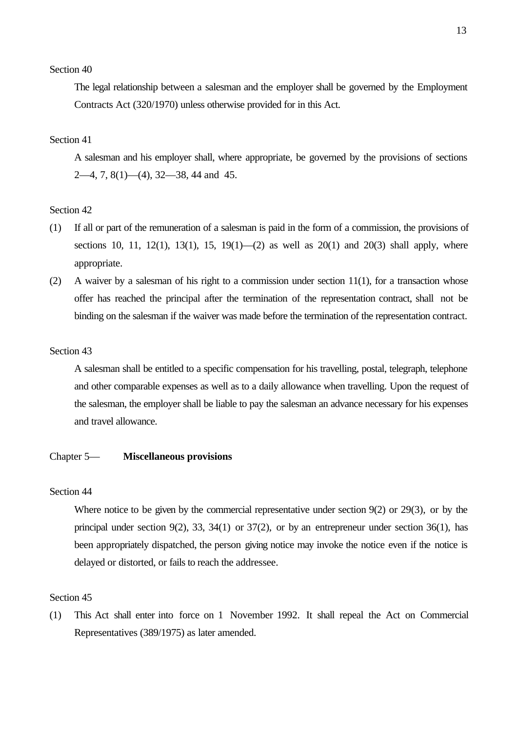Section 40

The legal relationship between a salesman and the employer shall be governed by the Employment Contracts Act (320/1970) unless otherwise provided for in this Act.

Section 41

A salesman and his employer shall, where appropriate, be governed by the provisions of sections 2—4, 7, 8(1)—(4), 32—38, 44 and 45.

Section 42

(1) If all or part of the remuneration of a salesman is paid in the form of a commission, the provisions of sections 10, 11, 12(1), 13(1), 15, 19(1)—(2) as well as 20(1) and 20(3) shall apply, where appropriate.

(2) A waiver by a salesman of his right to a commission under section 11(1), for a transaction whose offer has reached the principal after the termination of the representation contract, shall not be binding on the salesman if the waiver was made before the termination of the representation contract.

Section 43

A salesman shall be entitled to a specific compensation for his travelling, postal, telegraph, telephone and other comparable expenses as well as to a daily allowance when travelling. Upon the request of the salesman, the employer shall be liable to pay the salesman an advance necessary for his expenses and travel allowance.

## Chapter 5— **Miscellaneous provisions**

Section 44

Where notice to be given by the commercial representative under section 9(2) or 29(3), or by the principal under section 9(2), 33, 34(1) or 37(2), or by an entrepreneur under section 36(1), has been appropriately dispatched, the person giving notice may invoke the notice even if the notice is delayed or distorted, or fails to reach the addressee.

Section 45

(1) This Act shall enter into force on 1 November 1992. It shall repeal the Act on Commercial Representatives (389/1975) as later amended.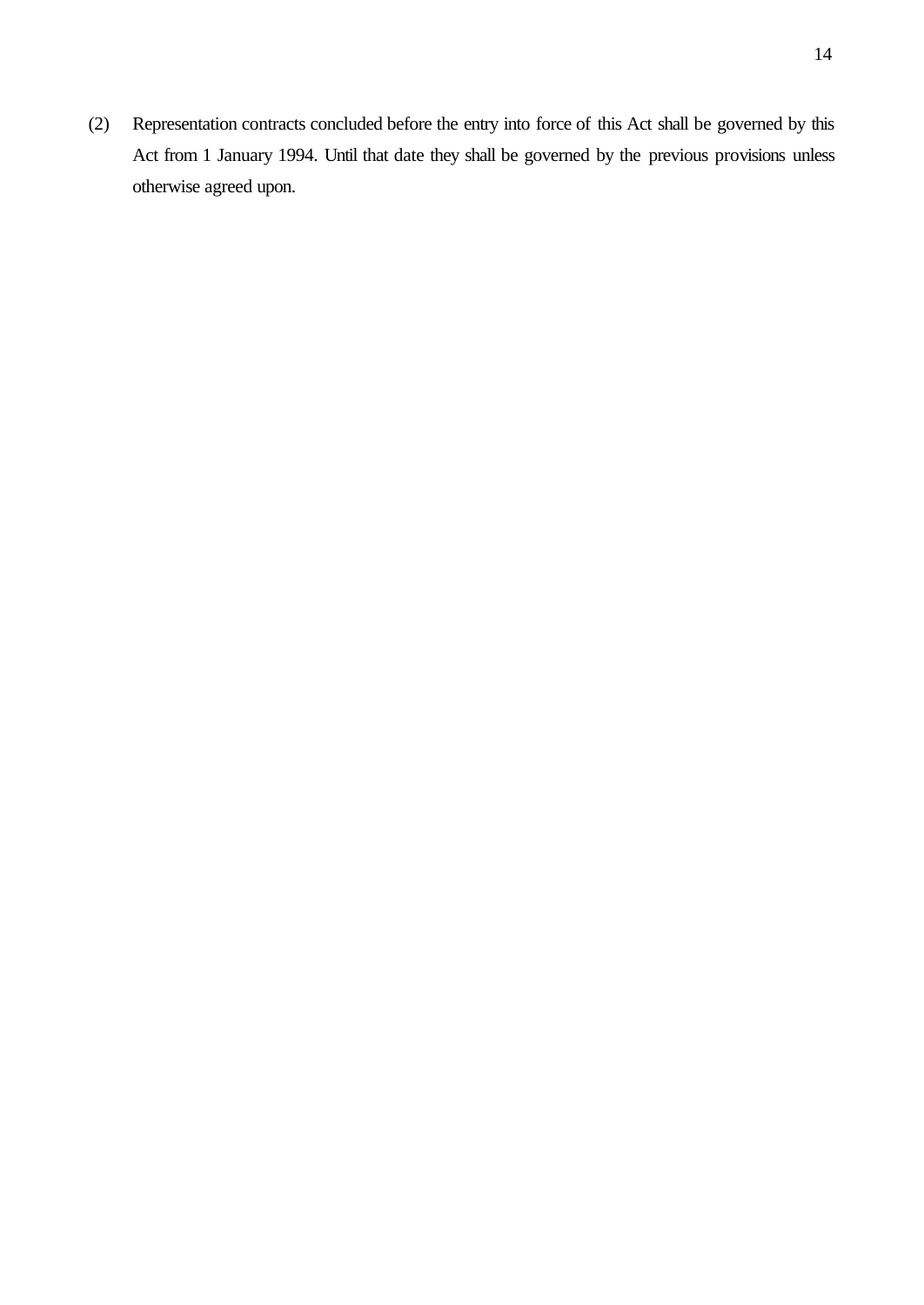(2) Representation contracts concluded before the entry into force of this Act shall be governed by this Act from 1 January 1994. Until that date they shall be governed by the previous provisions unless otherwise agreed upon.